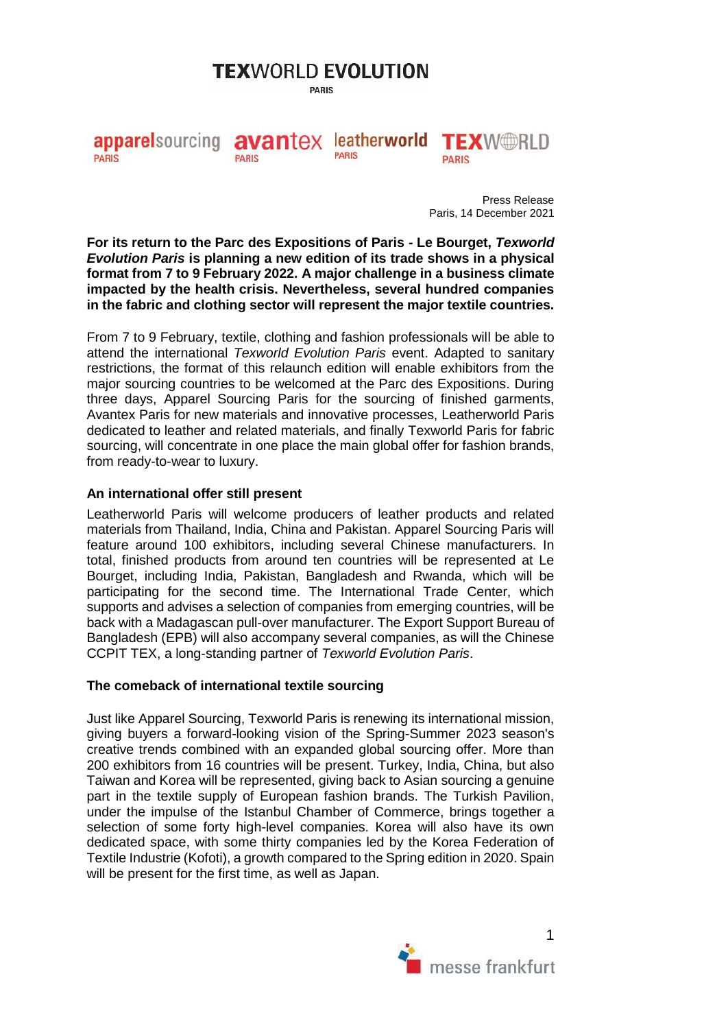# TEXWORLD EVOLUTION PARIS

apparelsourcing PARIS | avantex PARIS | leatherworld PARIS | TEXWORLD PARIS

Press Release
Paris, 14 December 2021

**For its return to the Parc des Expositions of Paris - Le Bourget, *Texworld Evolution Paris* is planning a new edition of its trade shows in a physical format from 7 to 9 February 2022. A major challenge in a business climate impacted by the health crisis. Nevertheless, several hundred companies in the fabric and clothing sector will represent the major textile countries.**

From 7 to 9 February, textile, clothing and fashion professionals will be able to attend the international *Texworld Evolution Paris* event. Adapted to sanitary restrictions, the format of this relaunch edition will enable exhibitors from the major sourcing countries to be welcomed at the Parc des Expositions. During three days, Apparel Sourcing Paris for the sourcing of finished garments, Avantex Paris for new materials and innovative processes, Leatherworld Paris dedicated to leather and related materials, and finally Texworld Paris for fabric sourcing, will concentrate in one place the main global offer for fashion brands, from ready-to-wear to luxury.

## An international offer still present

Leatherworld Paris will welcome producers of leather products and related materials from Thailand, India, China and Pakistan. Apparel Sourcing Paris will feature around 100 exhibitors, including several Chinese manufacturers. In total, finished products from around ten countries will be represented at Le Bourget, including India, Pakistan, Bangladesh and Rwanda, which will be participating for the second time. The International Trade Center, which supports and advises a selection of companies from emerging countries, will be back with a Madagascan pull-over manufacturer. The Export Support Bureau of Bangladesh (EPB) will also accompany several companies, as will the Chinese CCPIT TEX, a long-standing partner of *Texworld Evolution Paris*.

## The comeback of international textile sourcing

Just like Apparel Sourcing, Texworld Paris is renewing its international mission, giving buyers a forward-looking vision of the Spring-Summer 2023 season's creative trends combined with an expanded global sourcing offer. More than 200 exhibitors from 16 countries will be present. Turkey, India, China, but also Taiwan and Korea will be represented, giving back to Asian sourcing a genuine part in the textile supply of European fashion brands. The Turkish Pavilion, under the impulse of the Istanbul Chamber of Commerce, brings together a selection of some forty high-level companies. Korea will also have its own dedicated space, with some thirty companies led by the Korea Federation of Textile Industrie (Kofoti), a growth compared to the Spring edition in 2020. Spain will be present for the first time, as well as Japan.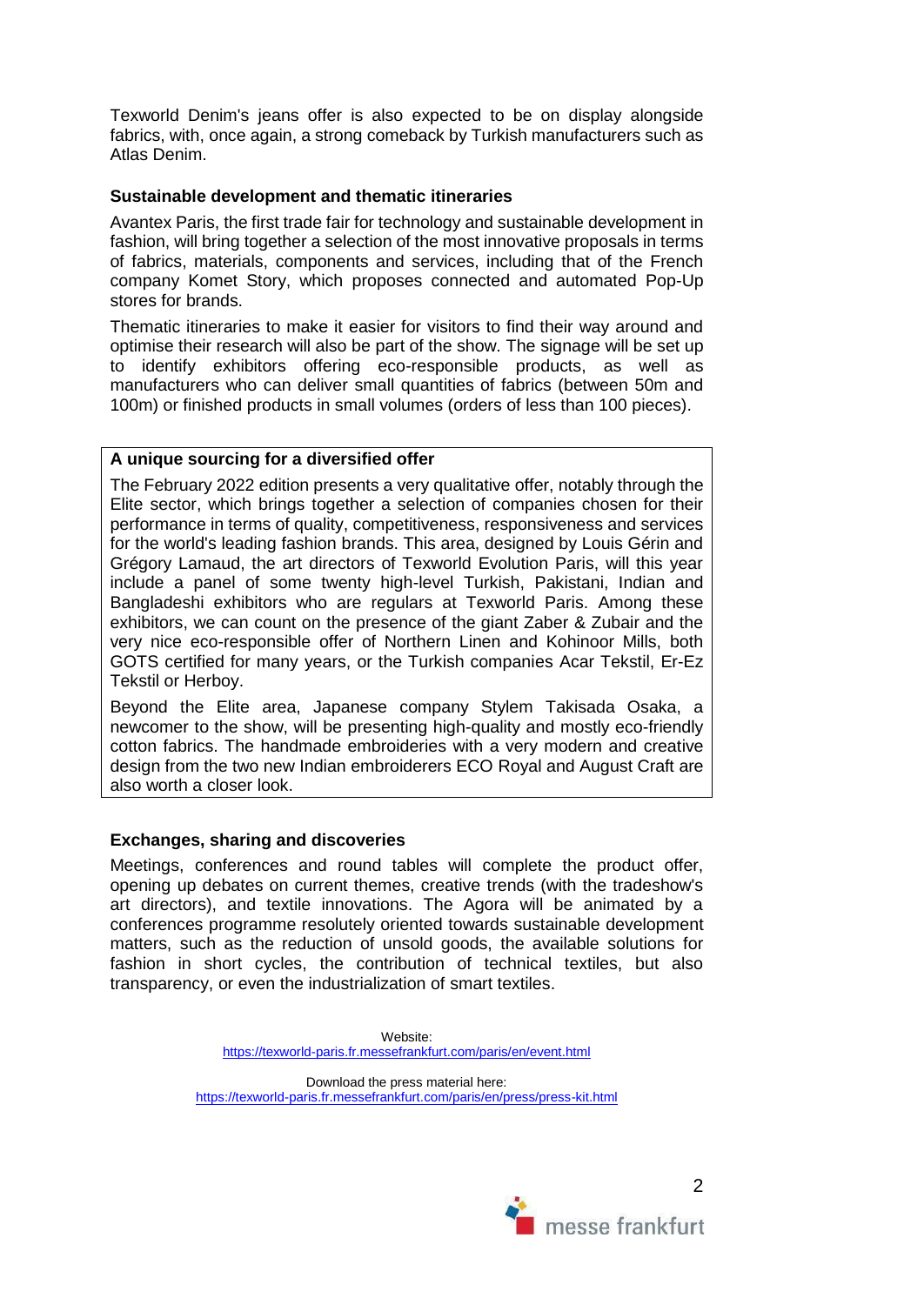Texworld Denim's jeans offer is also expected to be on display alongside fabrics, with, once again, a strong comeback by Turkish manufacturers such as Atlas Denim.

**Sustainable development and thematic itineraries**

Avantex Paris, the first trade fair for technology and sustainable development in fashion, will bring together a selection of the most innovative proposals in terms of fabrics, materials, components and services, including that of the French company Komet Story, which proposes connected and automated Pop-Up stores for brands.

Thematic itineraries to make it easier for visitors to find their way around and optimise their research will also be part of the show. The signage will be set up to identify exhibitors offering eco-responsible products, as well as manufacturers who can deliver small quantities of fabrics (between 50m and 100m) or finished products in small volumes (orders of less than 100 pieces).

**A unique sourcing for a diversified offer**

The February 2022 edition presents a very qualitative offer, notably through the Elite sector, which brings together a selection of companies chosen for their performance in terms of quality, competitiveness, responsiveness and services for the world's leading fashion brands. This area, designed by Louis Gérin and Grégory Lamaud, the art directors of Texworld Evolution Paris, will this year include a panel of some twenty high-level Turkish, Pakistani, Indian and Bangladeshi exhibitors who are regulars at Texworld Paris. Among these exhibitors, we can count on the presence of the giant Zaber & Zubair and the very nice eco-responsible offer of Northern Linen and Kohinoor Mills, both GOTS certified for many years, or the Turkish companies Acar Tekstil, Er-Ez Tekstil or Herboy.

Beyond the Elite area, Japanese company Stylem Takisada Osaka, a newcomer to the show, will be presenting high-quality and mostly eco-friendly cotton fabrics. The handmade embroideries with a very modern and creative design from the two new Indian embroiderers ECO Royal and August Craft are also worth a closer look.

**Exchanges, sharing and discoveries**

Meetings, conferences and round tables will complete the product offer, opening up debates on current themes, creative trends (with the tradeshow's art directors), and textile innovations. The Agora will be animated by a conferences programme resolutely oriented towards sustainable development matters, such as the reduction of unsold goods, the available solutions for fashion in short cycles, the contribution of technical textiles, but also transparency, or even the industrialization of smart textiles.

Website:
https://texworld-paris.fr.messefrankfurt.com/paris/en/event.html

Download the press material here:
https://texworld-paris.fr.messefrankfurt.com/paris/en/press/press-kit.html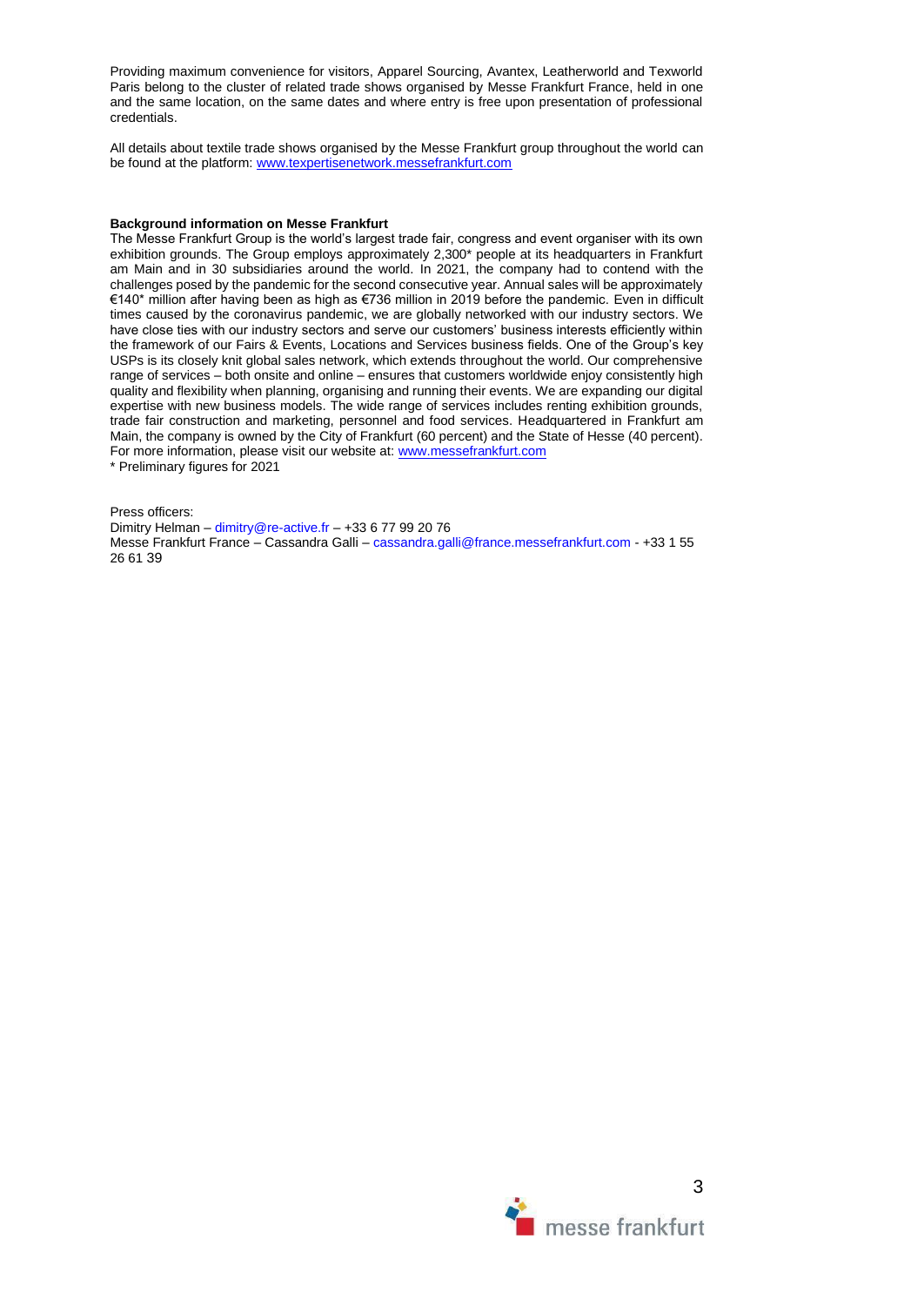Providing maximum convenience for visitors, Apparel Sourcing, Avantex, Leatherworld and Texworld Paris belong to the cluster of related trade shows organised by Messe Frankfurt France, held in one and the same location, on the same dates and where entry is free upon presentation of professional credentials.

All details about textile trade shows organised by the Messe Frankfurt group throughout the world can be found at the platform: www.texpertisenetwork.messefrankfurt.com

**Background information on Messe Frankfurt**

The Messe Frankfurt Group is the world's largest trade fair, congress and event organiser with its own exhibition grounds. The Group employs approximately 2,300* people at its headquarters in Frankfurt am Main and in 30 subsidiaries around the world. In 2021, the company had to contend with the challenges posed by the pandemic for the second consecutive year. Annual sales will be approximately €140* million after having been as high as €736 million in 2019 before the pandemic. Even in difficult times caused by the coronavirus pandemic, we are globally networked with our industry sectors. We have close ties with our industry sectors and serve our customers' business interests efficiently within the framework of our Fairs & Events, Locations and Services business fields. One of the Group's key USPs is its closely knit global sales network, which extends throughout the world. Our comprehensive range of services – both onsite and online – ensures that customers worldwide enjoy consistently high quality and flexibility when planning, organising and running their events. We are expanding our digital expertise with new business models. The wide range of services includes renting exhibition grounds, trade fair construction and marketing, personnel and food services. Headquartered in Frankfurt am Main, the company is owned by the City of Frankfurt (60 percent) and the State of Hesse (40 percent). For more information, please visit our website at: www.messefrankfurt.com

* Preliminary figures for 2021

Press officers:
Dimitry Helman – dimitry@re-active.fr – +33 6 77 99 20 76
Messe Frankfurt France – Cassandra Galli – cassandra.galli@france.messefrankfurt.com - +33 1 55 26 61 39